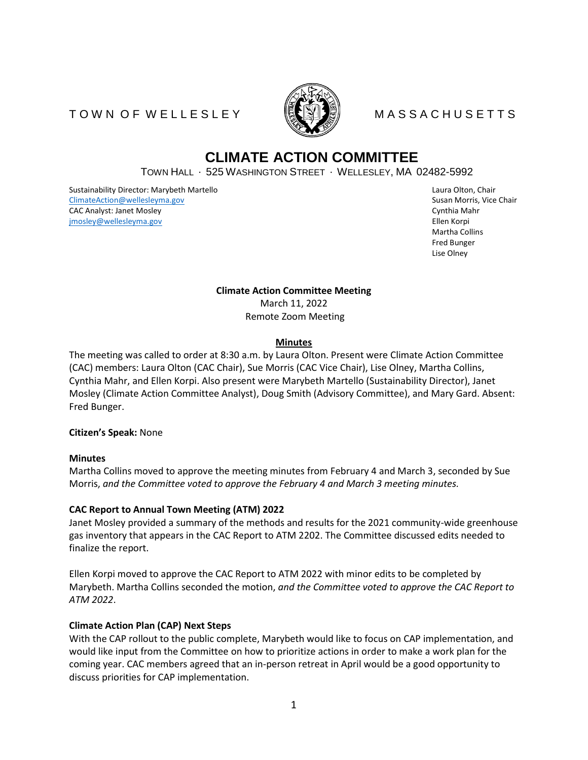TOWN OF WELLESLEY MASSACHUSETTS

# CLIMATE ACTION COMMITTEE

TOWN HALL · 525 WASHINGTON STREET · WELLESLEY, MA 02482-5992

Sustainability Director: Marybeth Martello
ClimateAction@wellesleyma.gov
CAC Analyst: Janet Mosley
jmosley@wellesleyma.gov

Laura Olton, Chair
Susan Morris, Vice Chair
Cynthia Mahr
Ellen Korpi
Martha Collins
Fred Bunger
Lise Olney

**Climate Action Committee Meeting**
March 11, 2022
Remote Zoom Meeting

## Minutes

The meeting was called to order at 8:30 a.m. by Laura Olton. Present were Climate Action Committee (CAC) members: Laura Olton (CAC Chair), Sue Morris (CAC Vice Chair), Lise Olney, Martha Collins, Cynthia Mahr, and Ellen Korpi. Also present were Marybeth Martello (Sustainability Director), Janet Mosley (Climate Action Committee Analyst), Doug Smith (Advisory Committee), and Mary Gard. Absent: Fred Bunger.

**Citizen's Speak:** None

**Minutes**

Martha Collins moved to approve the meeting minutes from February 4 and March 3, seconded by Sue Morris, *and the Committee voted to approve the February 4 and March 3 meeting minutes.*

**CAC Report to Annual Town Meeting (ATM) 2022**

Janet Mosley provided a summary of the methods and results for the 2021 community-wide greenhouse gas inventory that appears in the CAC Report to ATM 2202. The Committee discussed edits needed to finalize the report.

Ellen Korpi moved to approve the CAC Report to ATM 2022 with minor edits to be completed by Marybeth. Martha Collins seconded the motion, *and the Committee voted to approve the CAC Report to ATM 2022*.

**Climate Action Plan (CAP) Next Steps**

With the CAP rollout to the public complete, Marybeth would like to focus on CAP implementation, and would like input from the Committee on how to prioritize actions in order to make a work plan for the coming year. CAC members agreed that an in-person retreat in April would be a good opportunity to discuss priorities for CAP implementation.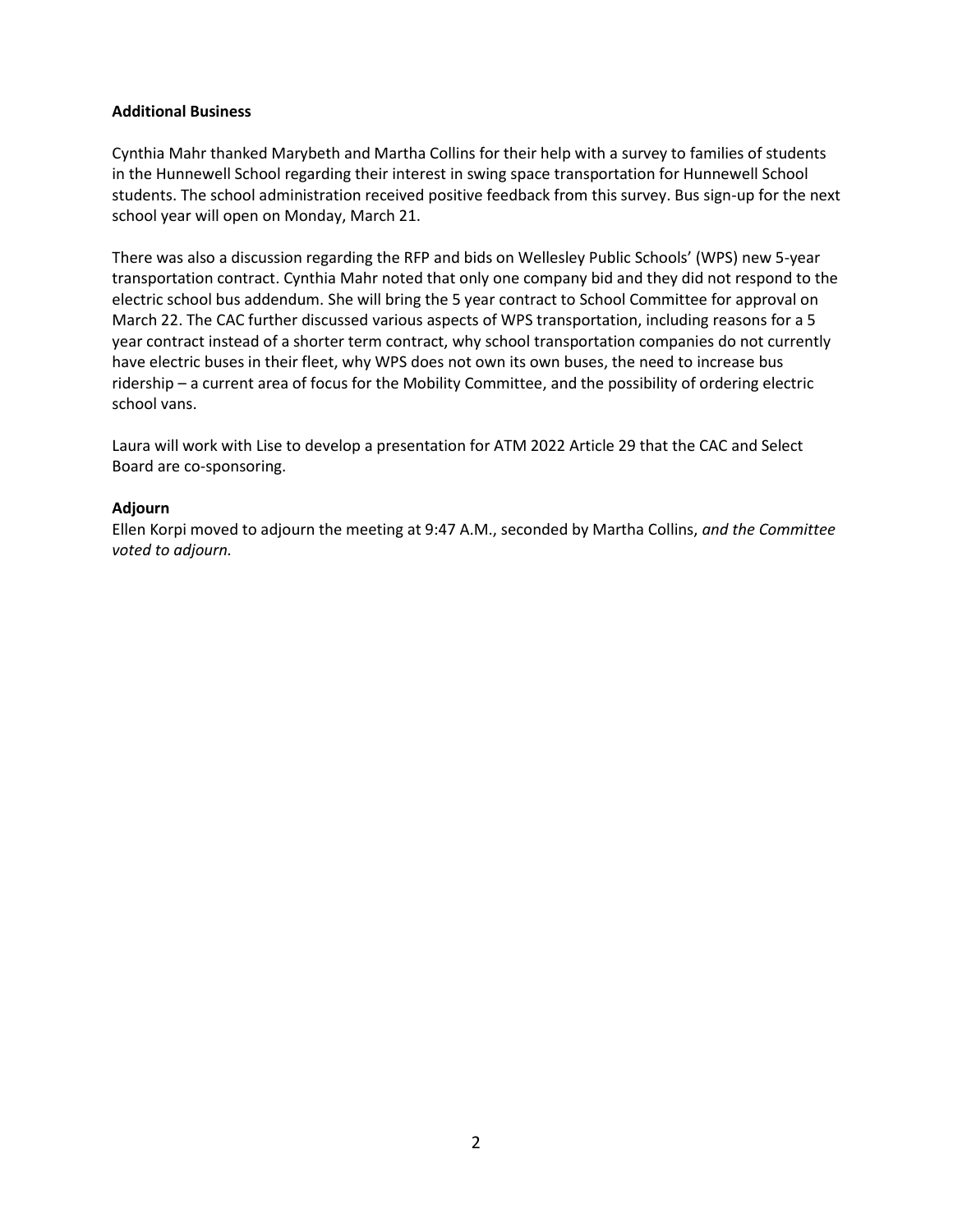**Additional Business**

Cynthia Mahr thanked Marybeth and Martha Collins for their help with a survey to families of students in the Hunnewell School regarding their interest in swing space transportation for Hunnewell School students. The school administration received positive feedback from this survey. Bus sign-up for the next school year will open on Monday, March 21.

There was also a discussion regarding the RFP and bids on Wellesley Public Schools' (WPS) new 5-year transportation contract. Cynthia Mahr noted that only one company bid and they did not respond to the electric school bus addendum. She will bring the 5 year contract to School Committee for approval on March 22. The CAC further discussed various aspects of WPS transportation, including reasons for a 5 year contract instead of a shorter term contract, why school transportation companies do not currently have electric buses in their fleet, why WPS does not own its own buses, the need to increase bus ridership – a current area of focus for the Mobility Committee, and the possibility of ordering electric school vans.

Laura will work with Lise to develop a presentation for ATM 2022 Article 29 that the CAC and Select Board are co-sponsoring.

**Adjourn**

Ellen Korpi moved to adjourn the meeting at 9:47 A.M., seconded by Martha Collins, *and the Committee voted to adjourn.*